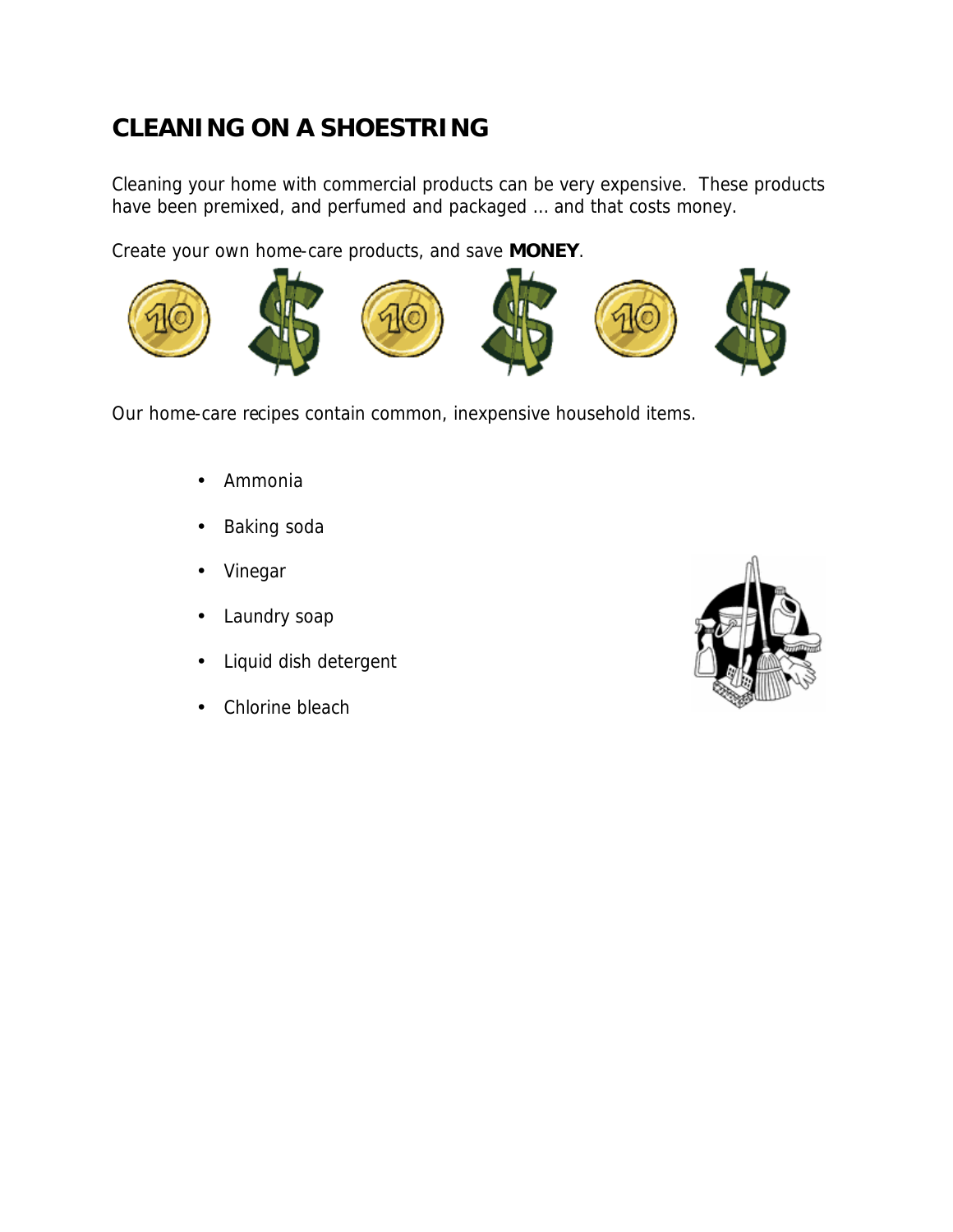# CLEANING ON A SHOESTRING

Cleaning your home with commercial products can be very expensive. These products have been premixed, and perfumed and packaged … and that costs money.

Create your own home-care products, and save **MONEY**.

Our home-care recipes contain common, inexpensive household items.

- Ammonia
- Baking soda
- Vinegar
- Laundry soap
- Liquid dish detergent
- Chlorine bleach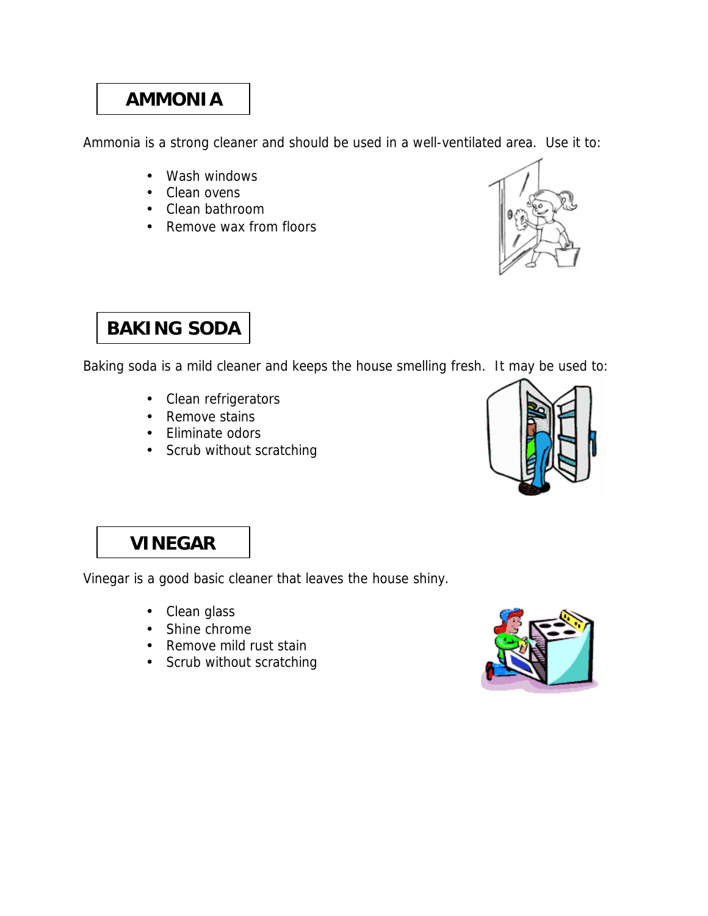## AMMONIA

Ammonia is a strong cleaner and should be used in a well-ventilated area. Use it to:

- Wash windows
- Clean ovens
- Clean bathroom
- Remove wax from floors

## BAKING SODA

Baking soda is a mild cleaner and keeps the house smelling fresh. It may be used to:

- Clean refrigerators
- Remove stains
- Eliminate odors
- Scrub without scratching

## VINEGAR

Vinegar is a good basic cleaner that leaves the house shiny.

- Clean glass
- Shine chrome
- Remove mild rust stain
- Scrub without scratching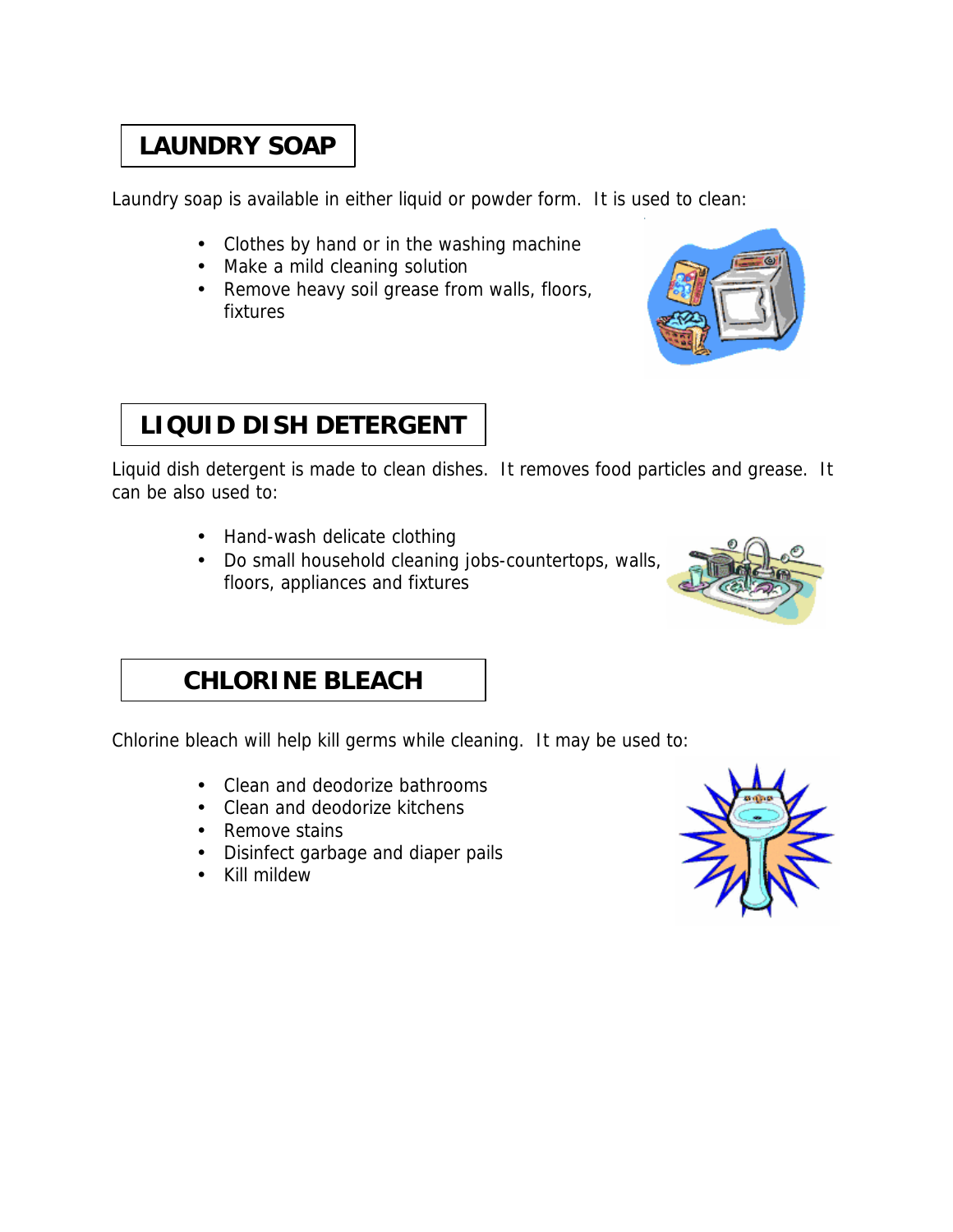## LAUNDRY SOAP

Laundry soap is available in either liquid or powder form. It is used to clean:

- Clothes by hand or in the washing machine
- Make a mild cleaning solution
- Remove heavy soil grease from walls, floors, fixtures

## LIQUID DISH DETERGENT

Liquid dish detergent is made to clean dishes. It removes food particles and grease. It can be also used to:

- Hand-wash delicate clothing
- Do small household cleaning jobs-countertops, walls, floors, appliances and fixtures

## CHLORINE BLEACH

Chlorine bleach will help kill germs while cleaning. It may be used to:

- Clean and deodorize bathrooms
- Clean and deodorize kitchens
- Remove stains
- Disinfect garbage and diaper pails
- Kill mildew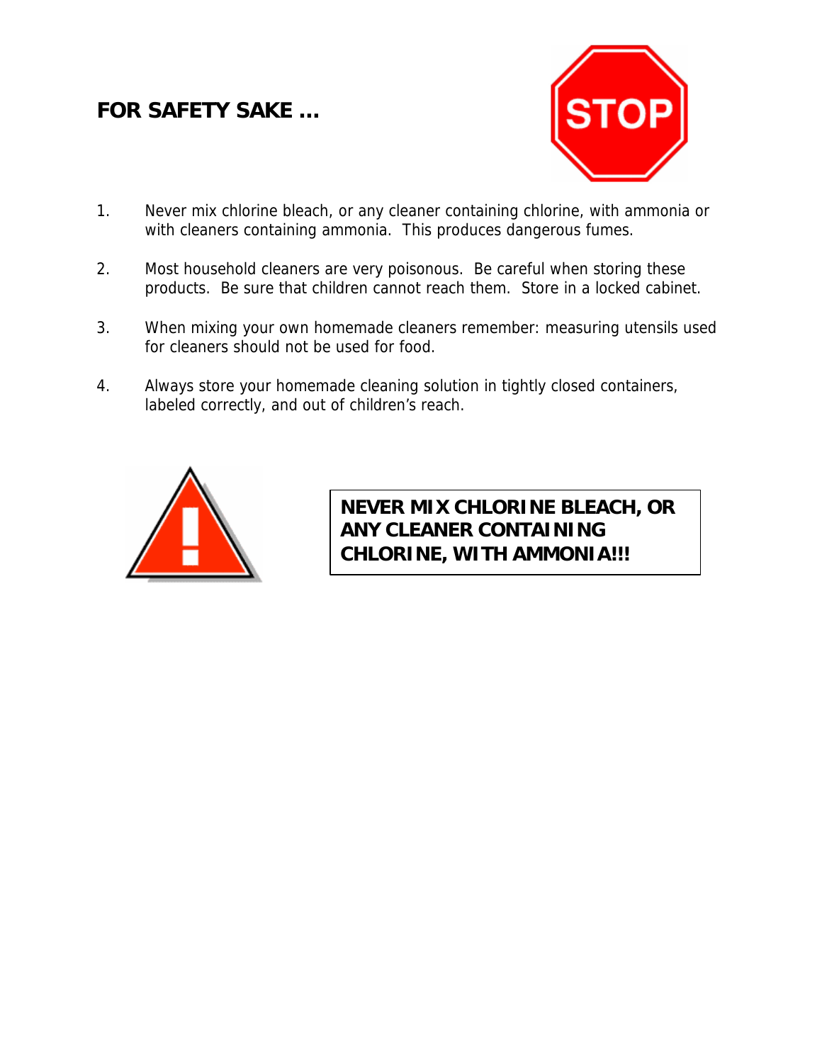# FOR SAFETY SAKE …

1. Never mix chlorine bleach, or any cleaner containing chlorine, with ammonia or with cleaners containing ammonia. This produces dangerous fumes.

2. Most household cleaners are very poisonous. Be careful when storing these products. Be sure that children cannot reach them. Store in a locked cabinet.

3. When mixing your own homemade cleaners remember: measuring utensils used for cleaners should not be used for food.

4. Always store your homemade cleaning solution in tightly closed containers, labeled correctly, and out of children's reach.

**NEVER MIX CHLORINE BLEACH, OR ANY CLEANER CONTAINING CHLORINE, WITH AMMONIA!!!**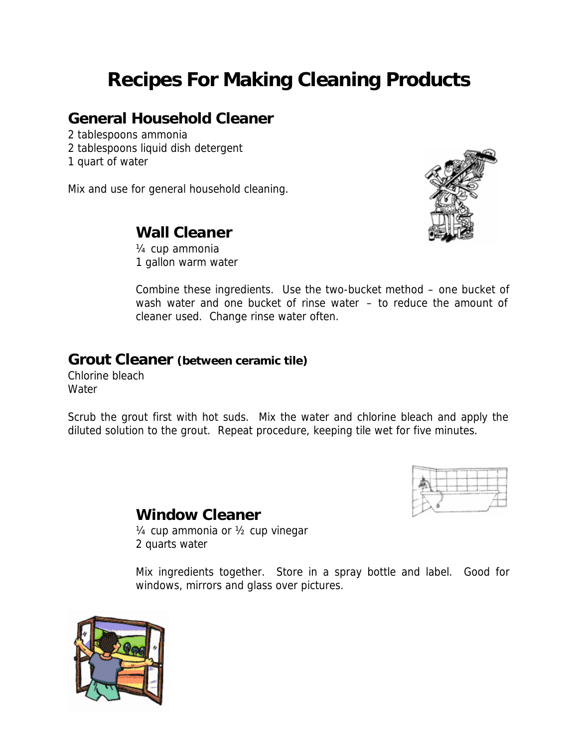# Recipes For Making Cleaning Products

## General Household Cleaner

2 tablespoons ammonia
2 tablespoons liquid dish detergent
1 quart of water

Mix and use for general household cleaning.

## Wall Cleaner

¼ cup ammonia
1 gallon warm water

Combine these ingredients. Use the two-bucket method – one bucket of wash water and one bucket of rinse water – to reduce the amount of cleaner used. Change rinse water often.

## Grout Cleaner (between ceramic tile)

Chlorine bleach
Water

Scrub the grout first with hot suds. Mix the water and chlorine bleach and apply the diluted solution to the grout. Repeat procedure, keeping tile wet for five minutes.

## Window Cleaner

¼ cup ammonia or ½ cup vinegar
2 quarts water

Mix ingredients together. Store in a spray bottle and label. Good for windows, mirrors and glass over pictures.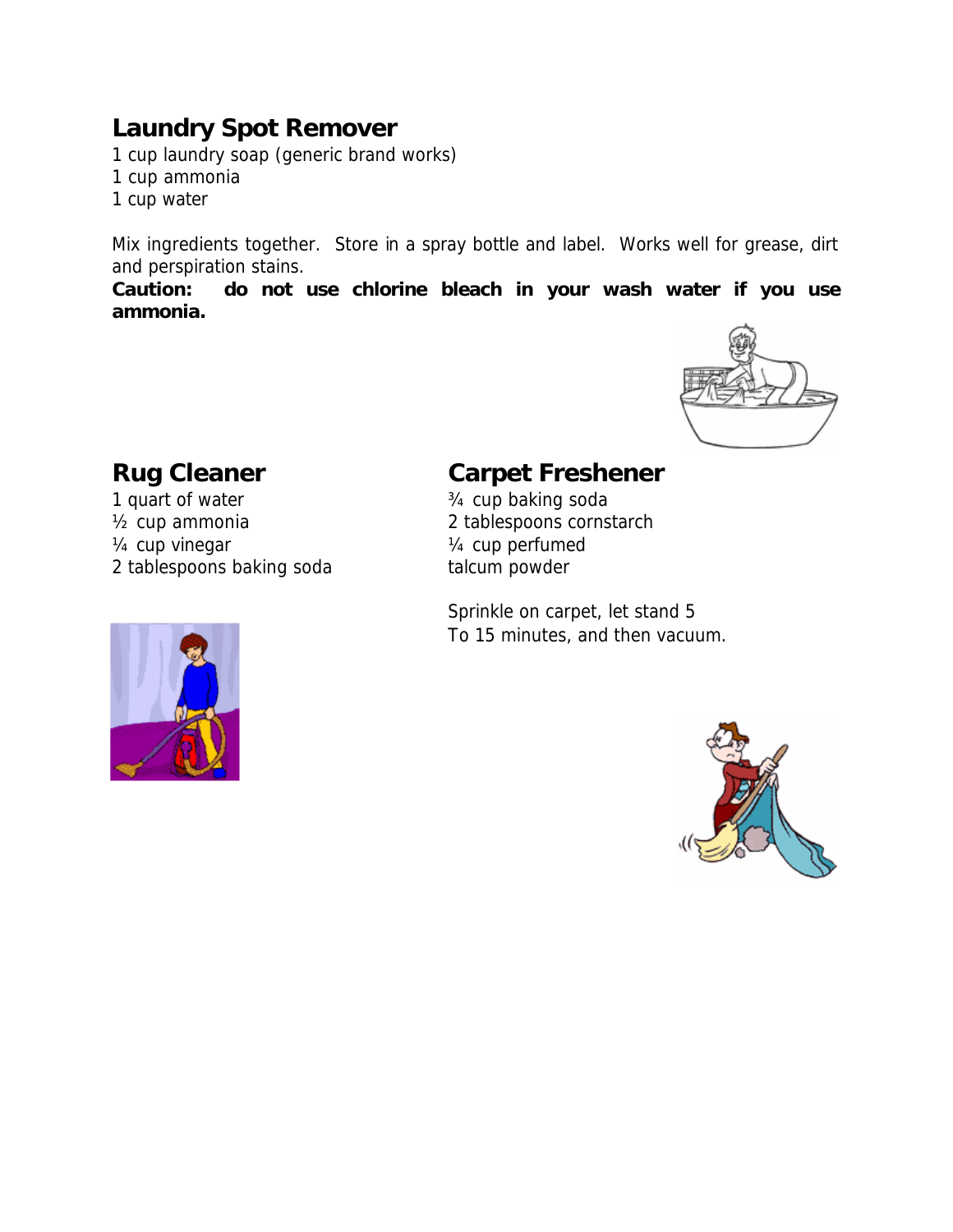## Laundry Spot Remover

1 cup laundry soap (generic brand works)
1 cup ammonia
1 cup water

Mix ingredients together. Store in a spray bottle and label. Works well for grease, dirt and perspiration stains.

**Caution: do not use chlorine bleach in your wash water if you use ammonia.**

## Rug Cleaner

1 quart of water
½ cup ammonia
¼ cup vinegar
2 tablespoons baking soda

## Carpet Freshener

¾ cup baking soda
2 tablespoons cornstarch
¼ cup perfumed talcum powder

Sprinkle on carpet, let stand 5 To 15 minutes, and then vacuum.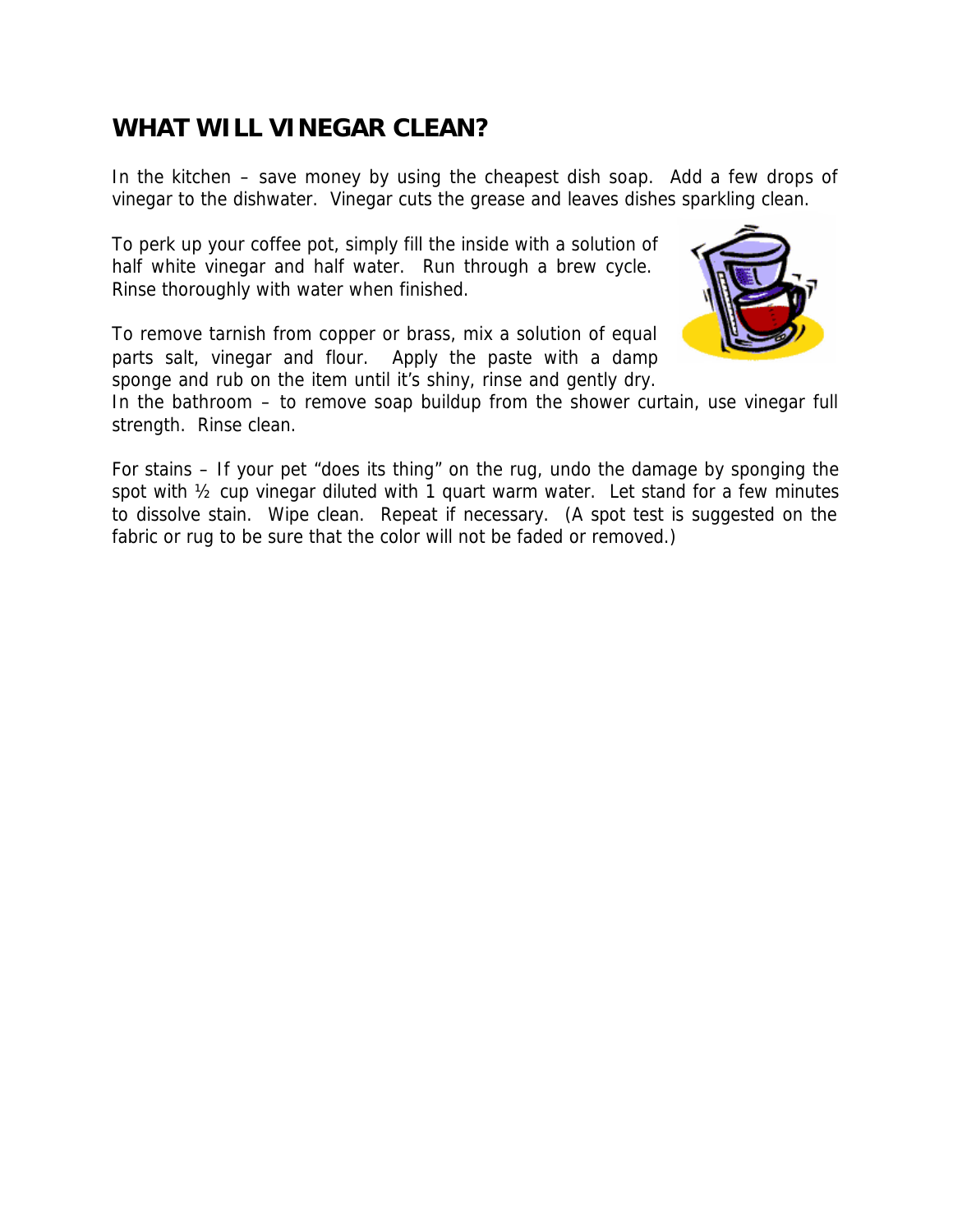## WHAT WILL VINEGAR CLEAN?

In the kitchen – save money by using the cheapest dish soap. Add a few drops of vinegar to the dishwater. Vinegar cuts the grease and leaves dishes sparkling clean.

To perk up your coffee pot, simply fill the inside with a solution of half white vinegar and half water. Run through a brew cycle. Rinse thoroughly with water when finished.

To remove tarnish from copper or brass, mix a solution of equal parts salt, vinegar and flour. Apply the paste with a damp sponge and rub on the item until it's shiny, rinse and gently dry.
In the bathroom – to remove soap buildup from the shower curtain, use vinegar full strength. Rinse clean.

For stains – If your pet "does its thing" on the rug, undo the damage by sponging the spot with ½ cup vinegar diluted with 1 quart warm water. Let stand for a few minutes to dissolve stain. Wipe clean. Repeat if necessary. (A spot test is suggested on the fabric or rug to be sure that the color will not be faded or removed.)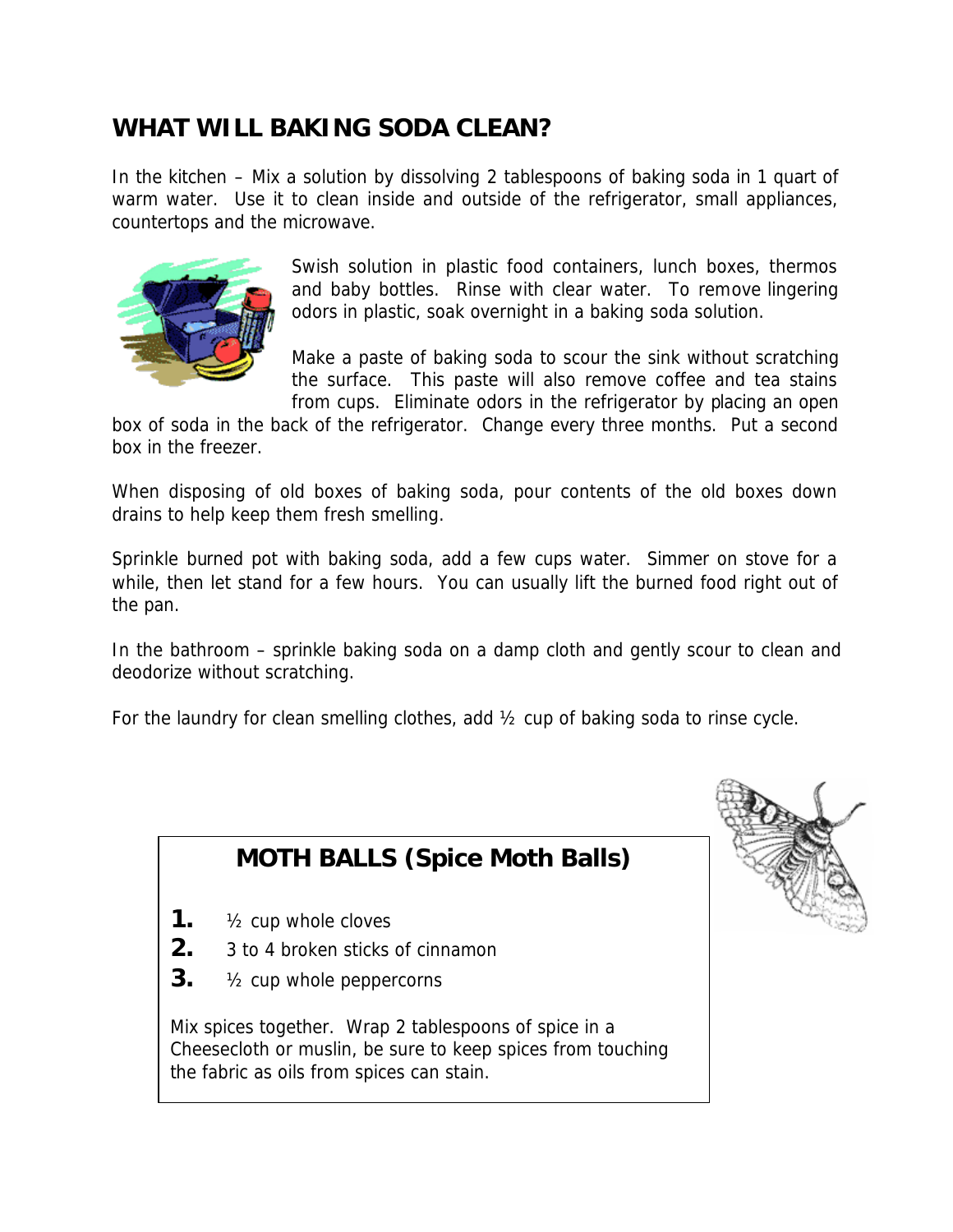## WHAT WILL BAKING SODA CLEAN?

In the kitchen – Mix a solution by dissolving 2 tablespoons of baking soda in 1 quart of warm water. Use it to clean inside and outside of the refrigerator, small appliances, countertops and the microwave.

Swish solution in plastic food containers, lunch boxes, thermos and baby bottles. Rinse with clear water. To remove lingering odors in plastic, soak overnight in a baking soda solution.

Make a paste of baking soda to scour the sink without scratching the surface. This paste will also remove coffee and tea stains from cups. Eliminate odors in the refrigerator by placing an open box of soda in the back of the refrigerator. Change every three months. Put a second box in the freezer.

When disposing of old boxes of baking soda, pour contents of the old boxes down drains to help keep them fresh smelling.

Sprinkle burned pot with baking soda, add a few cups water. Simmer on stove for a while, then let stand for a few hours. You can usually lift the burned food right out of the pan.

In the bathroom – sprinkle baking soda on a damp cloth and gently scour to clean and deodorize without scratching.

For the laundry for clean smelling clothes, add ½ cup of baking soda to rinse cycle.

### MOTH BALLS (Spice Moth Balls)

1. ½ cup whole cloves
2. 3 to 4 broken sticks of cinnamon
3. ½ cup whole peppercorns

Mix spices together. Wrap 2 tablespoons of spice in a Cheesecloth or muslin, be sure to keep spices from touching the fabric as oils from spices can stain.